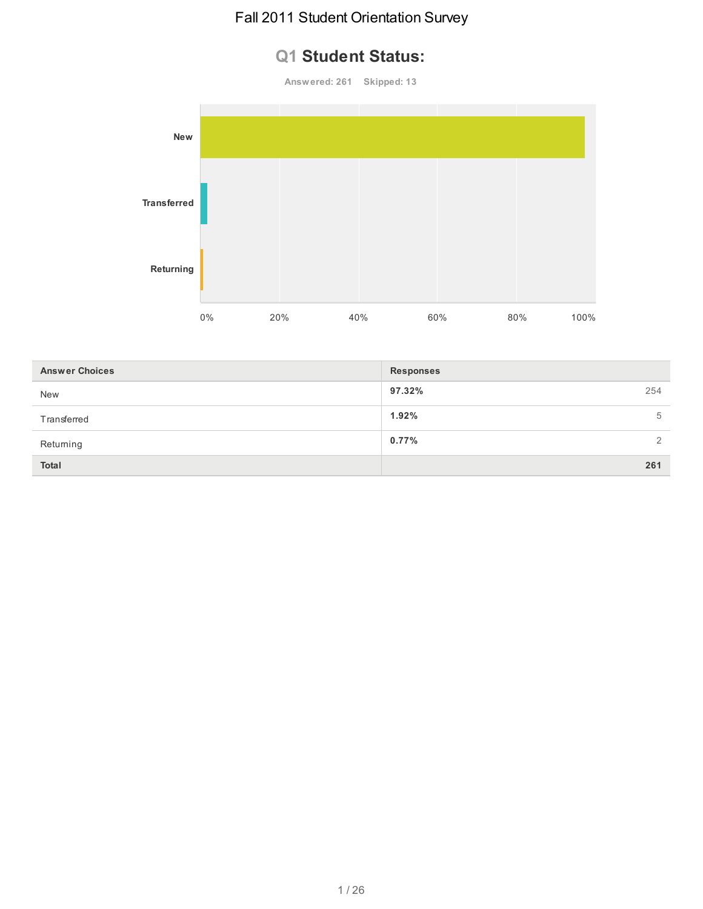# Fall 2011 Student Orientation Survey

## Q1 Student Status:

Answered: 261 Skipped: 13

| Answer Choices | Responses | |
|---|---|---|
| New | 97.32% | 254 |
| Transferred | 1.92% | 5 |
| Returning | 0.77% | 2 |
| **Total** | | **261** |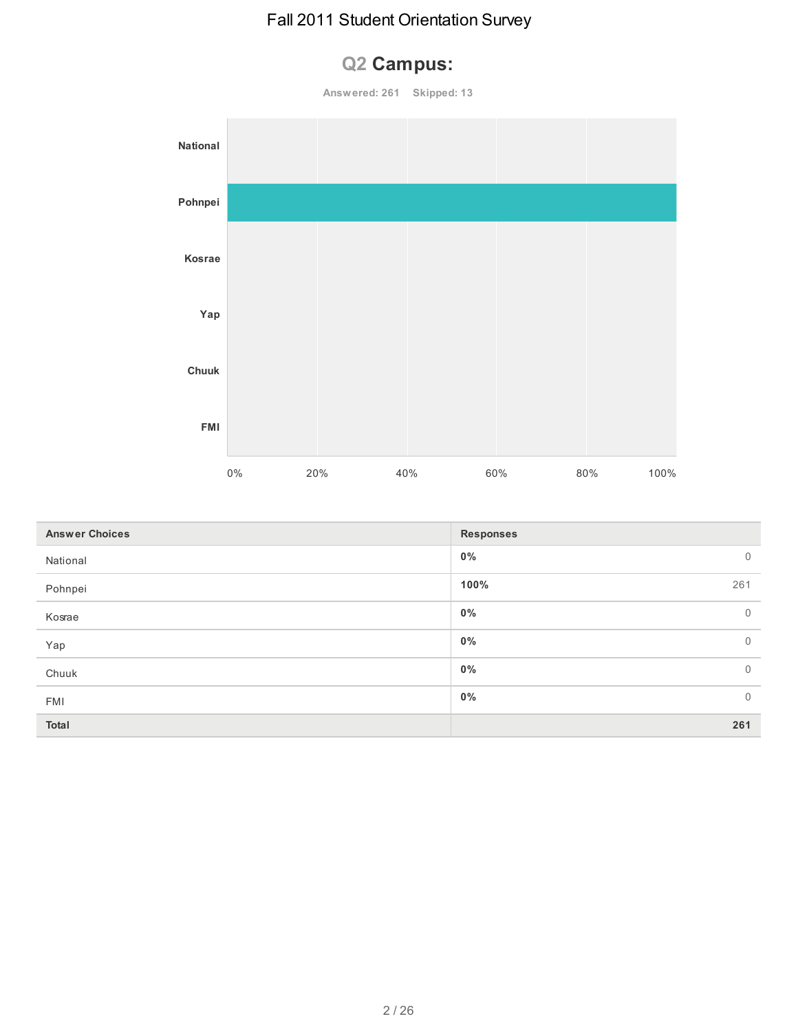# Fall 2011 Student Orientation Survey

## Q2 Campus:

Answered: 261 Skipped: 13

| Answer Choices | Responses | |
|---|---|---|
| National | 0% | 0 |
| Pohnpei | 100% | 261 |
| Kosrae | 0% | 0 |
| Yap | 0% | 0 |
| Chuuk | 0% | 0 |
| FMI | 0% | 0 |
| **Total** | | **261** |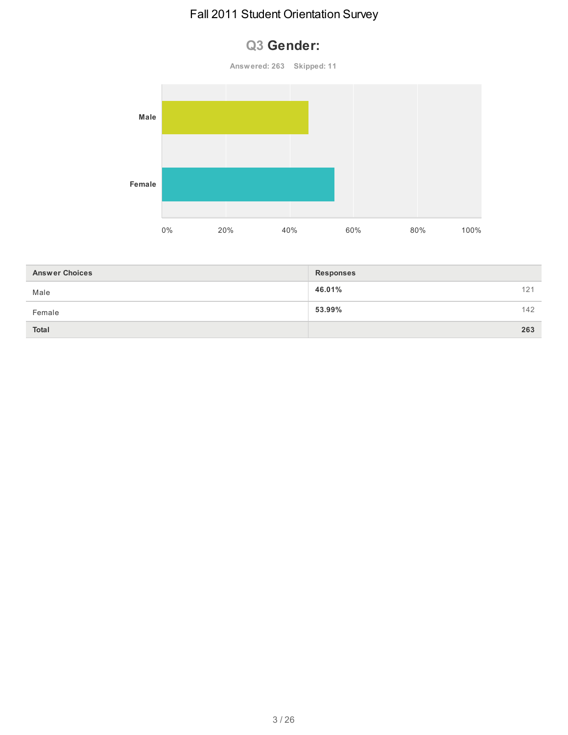# Fall 2011 Student Orientation Survey

## Q3 Gender:

Answered: 263 Skipped: 11

| Answer Choices | Responses | |
|---|---|---|
| Male | **46.01%** | 121 |
| Female | **53.99%** | 142 |
| **Total** | | **263** |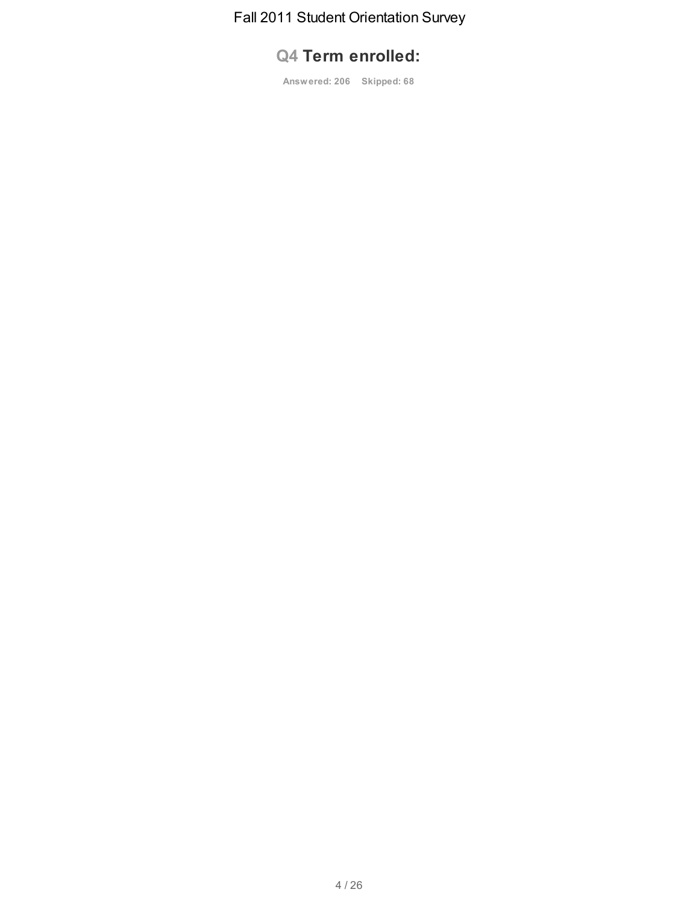## Q4 Term enrolled:

**Answered: 206 Skipped: 68**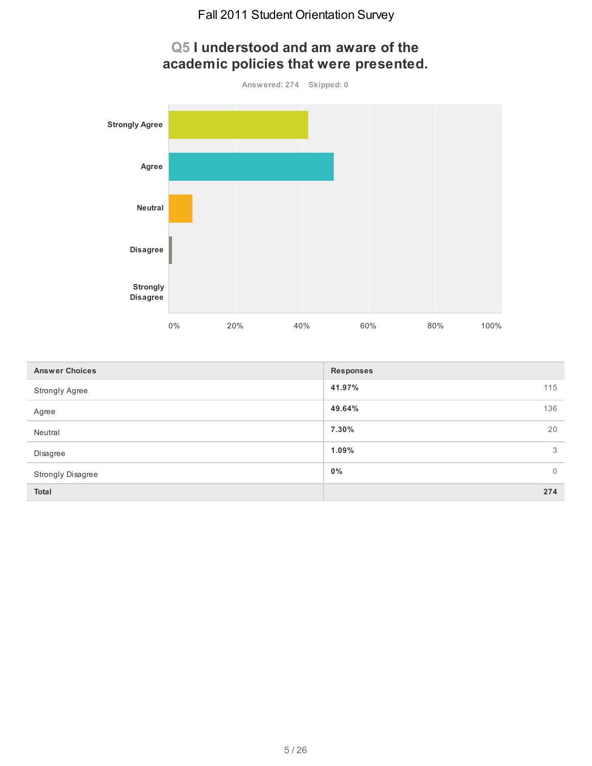# Q5 I understood and am aware of the academic policies that were presented.

Answered: 274 Skipped: 0

| Answer Choices | Responses | |
|---|---|---|
| Strongly Agree | **41.97%** | 115 |
| Agree | **49.64%** | 136 |
| Neutral | **7.30%** | 20 |
| Disagree | **1.09%** | 3 |
| Strongly Disagree | **0%** | 0 |
| **Total** | | **274** |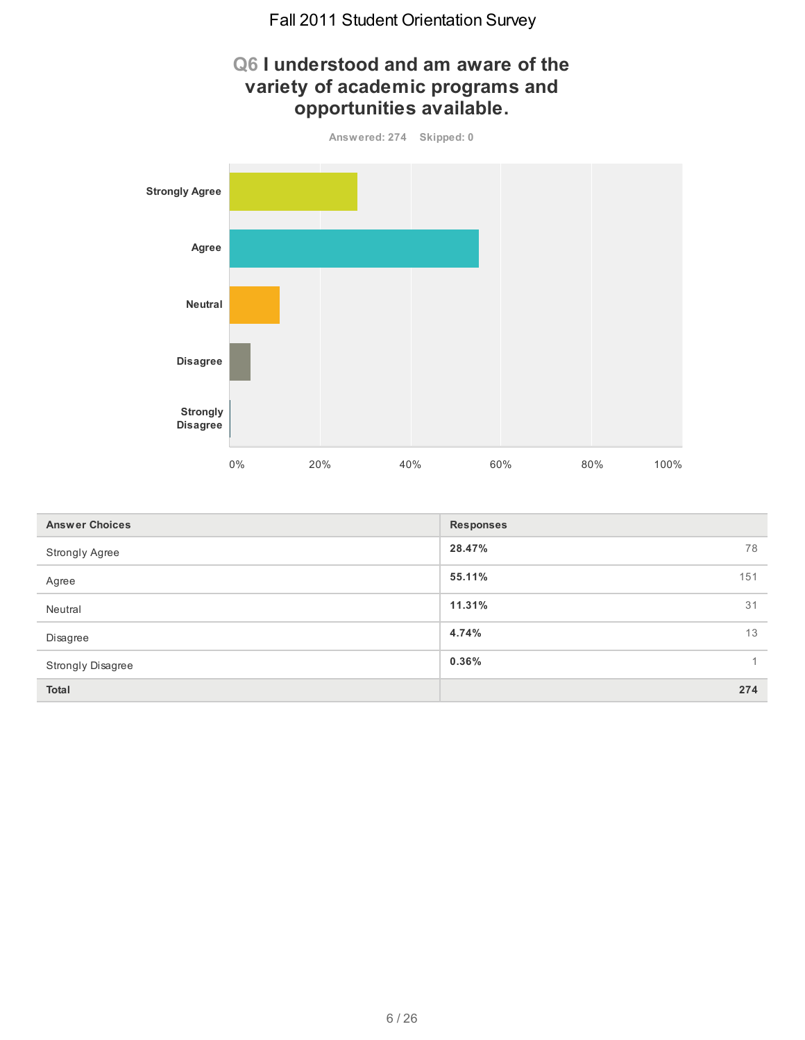# Fall 2011 Student Orientation Survey

## Q6 I understood and am aware of the variety of academic programs and opportunities available.

**Answered: 274 Skipped: 0**

| Answer Choices | Responses | |
|---|---|---|
| Strongly Agree | **28.47%** | 78 |
| Agree | **55.11%** | 151 |
| Neutral | **11.31%** | 31 |
| Disagree | **4.74%** | 13 |
| Strongly Disagree | **0.36%** | 1 |
| **Total** | | **274** |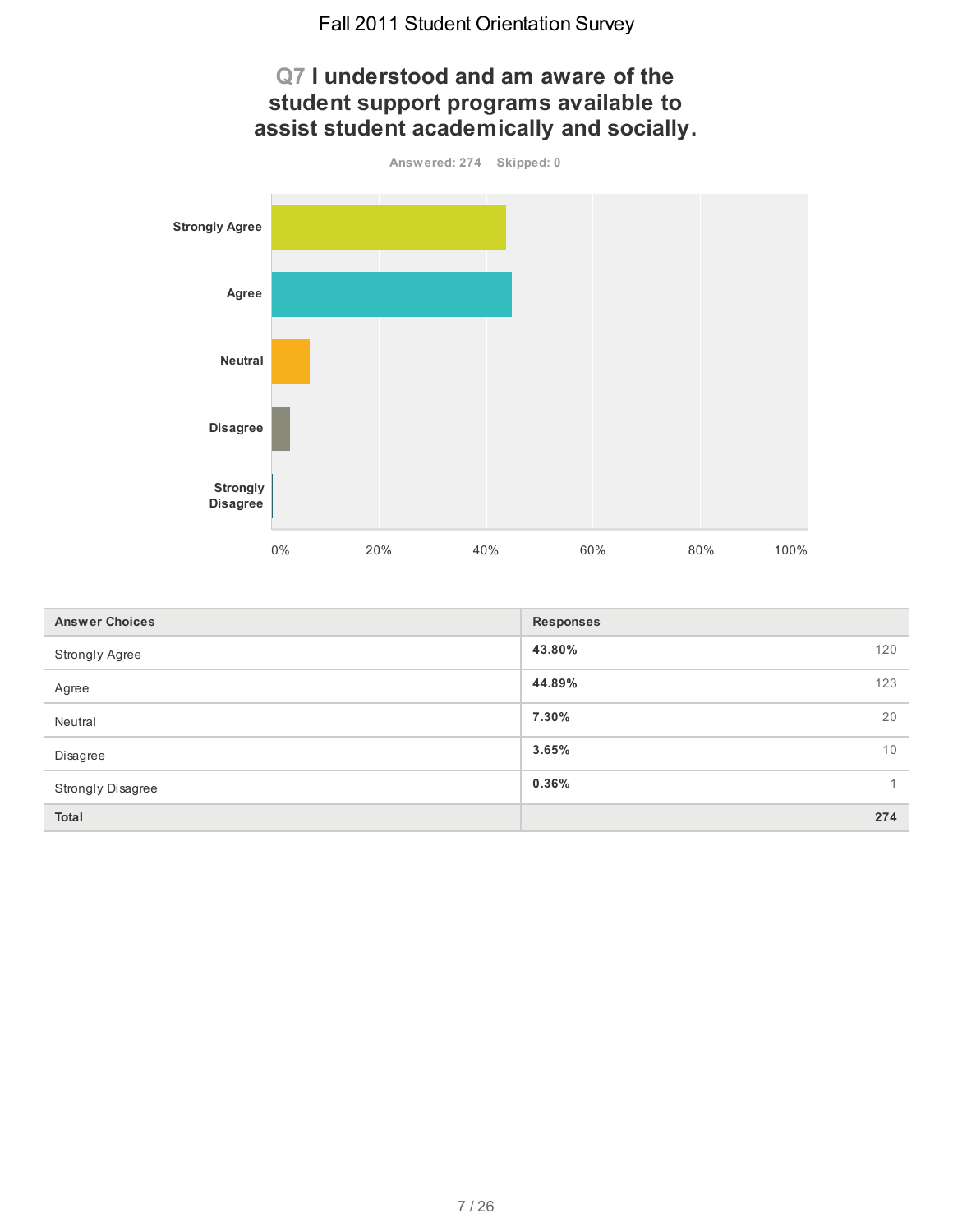# Fall 2011 Student Orientation Survey

## Q7 I understood and am aware of the student support programs available to assist student academically and socially.

Answered: 274 Skipped: 0

| Answer Choices | Responses | |
|---|---|---|
| Strongly Agree | 43.80% | 120 |
| Agree | 44.89% | 123 |
| Neutral | 7.30% | 20 |
| Disagree | 3.65% | 10 |
| Strongly Disagree | 0.36% | 1 |
| **Total** | | **274** |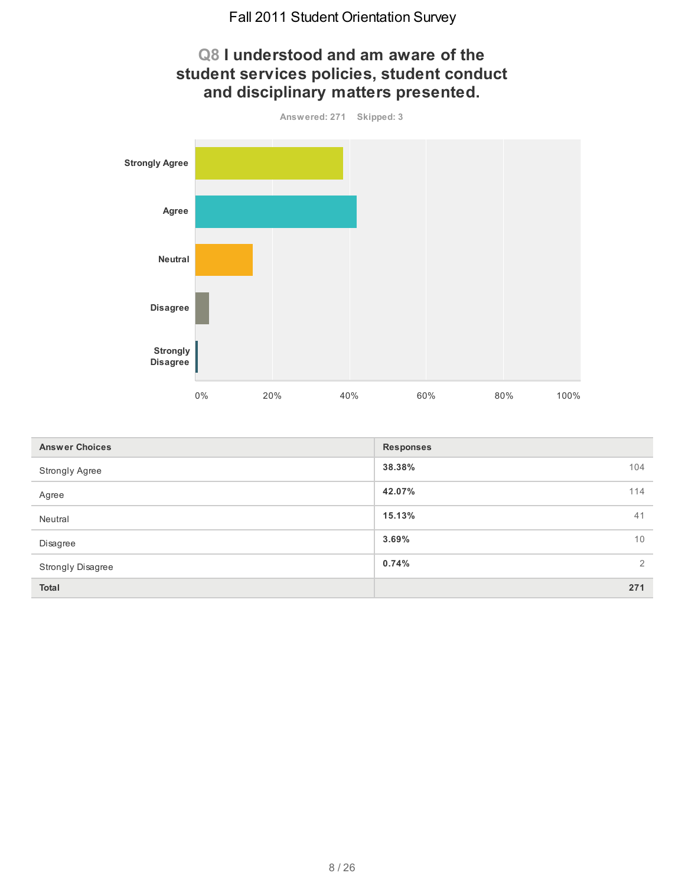# Fall 2011 Student Orientation Survey

## Q8 I understood and am aware of the student services policies, student conduct and disciplinary matters presented.

Answered: 271 Skipped: 3

| Answer Choices | Responses | |
|---|---|---|
| Strongly Agree | **38.38%** | 104 |
| Agree | **42.07%** | 114 |
| Neutral | **15.13%** | 41 |
| Disagree | **3.69%** | 10 |
| Strongly Disagree | **0.74%** | 2 |
| **Total** | | **271** |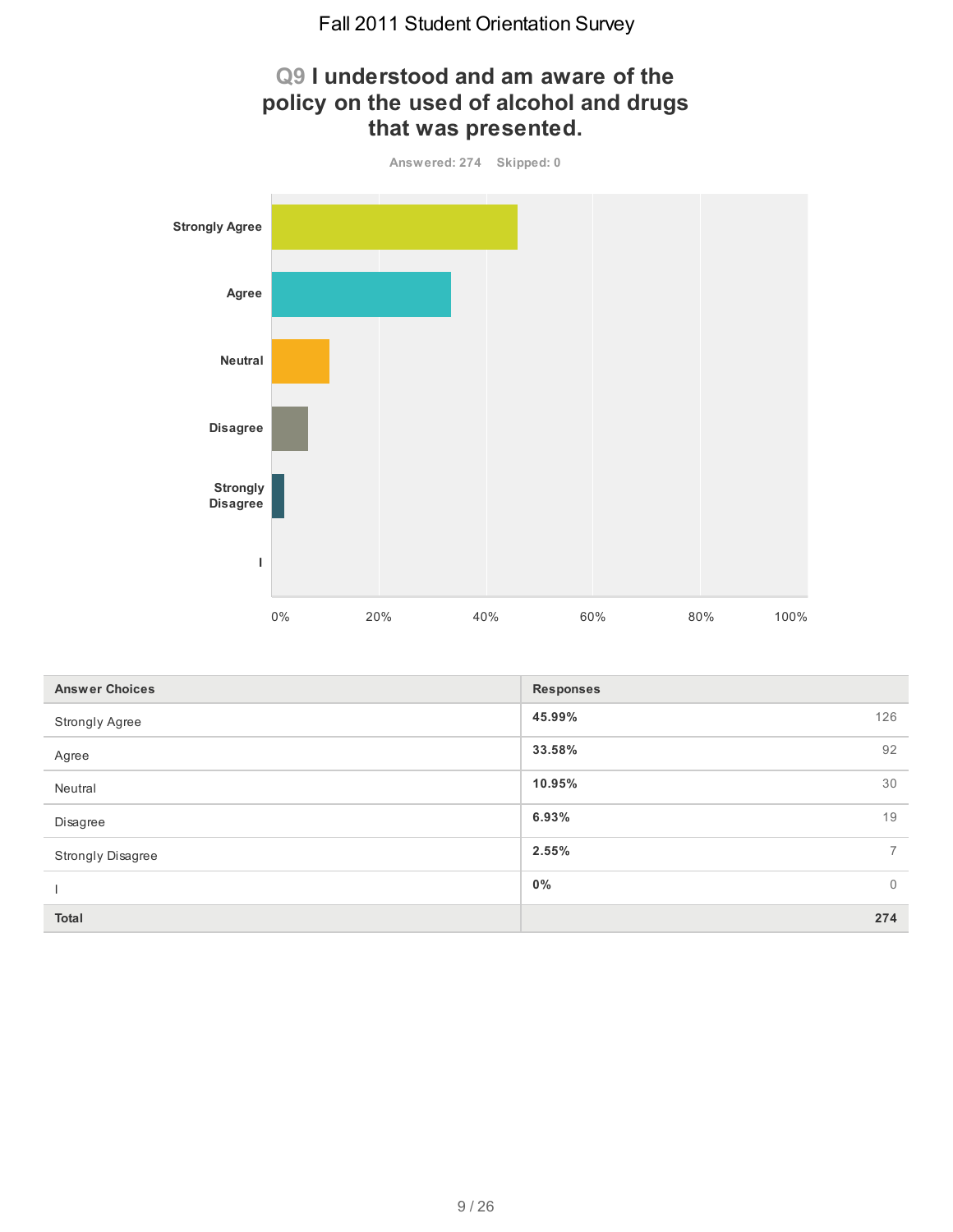# Q9 I understood and am aware of the policy on the used of alcohol and drugs that was presented.

Answered: 274 Skipped: 0

| Answer Choices | Responses | |
|---|---|---|
| Strongly Agree | 45.99% | 126 |
| Agree | 33.58% | 92 |
| Neutral | 10.95% | 30 |
| Disagree | 6.93% | 19 |
| Strongly Disagree | 2.55% | 7 |
| I | 0% | 0 |
| **Total** | | **274** |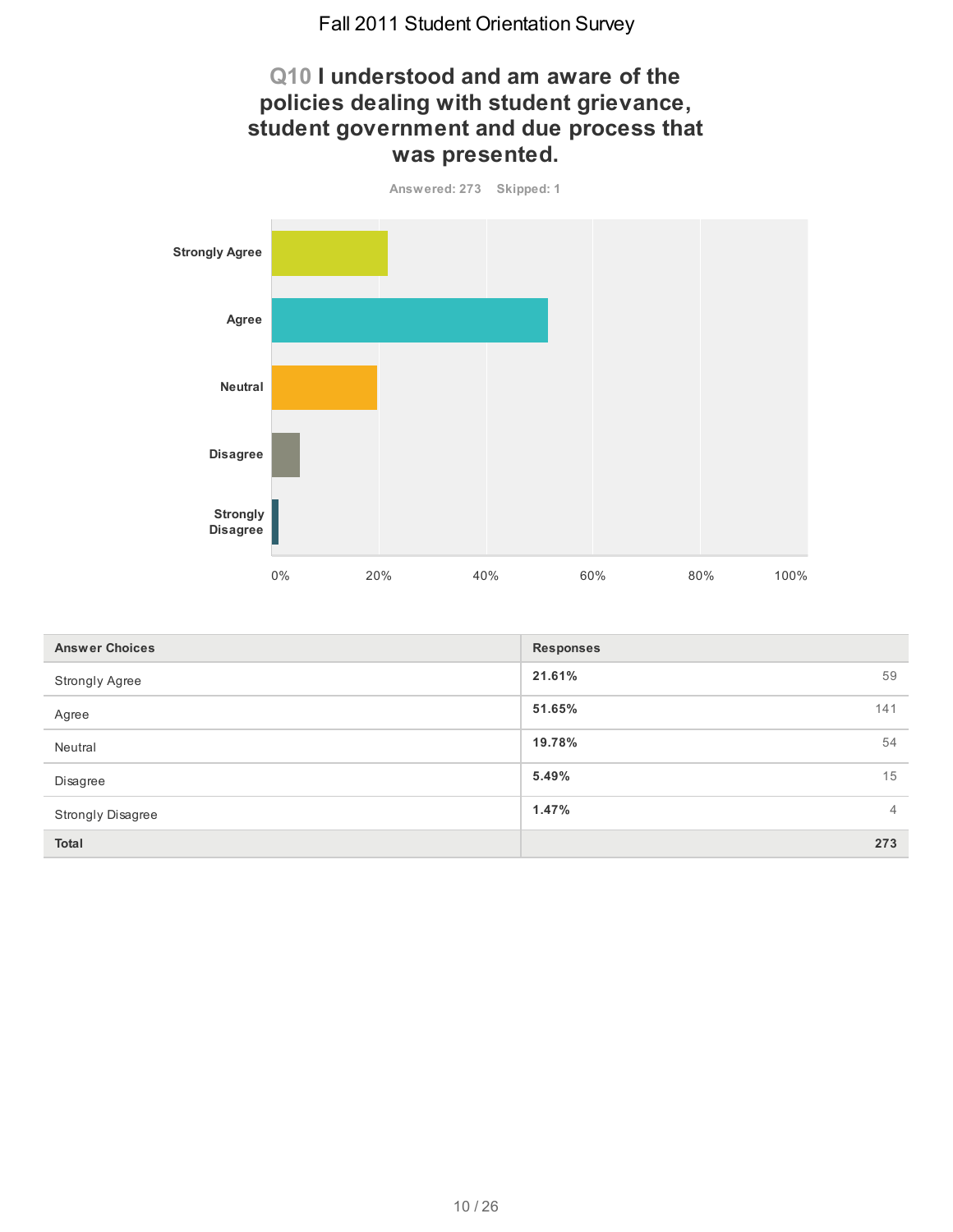# Fall 2011 Student Orientation Survey

## Q10 I understood and am aware of the policies dealing with student grievance, student government and due process that was presented.

Answered: 273 Skipped: 1

| Answer Choices | Responses | |
|---|---|---|
| Strongly Agree | 21.61% | 59 |
| Agree | 51.65% | 141 |
| Neutral | 19.78% | 54 |
| Disagree | 5.49% | 15 |
| Strongly Disagree | 1.47% | 4 |
| Total | | 273 |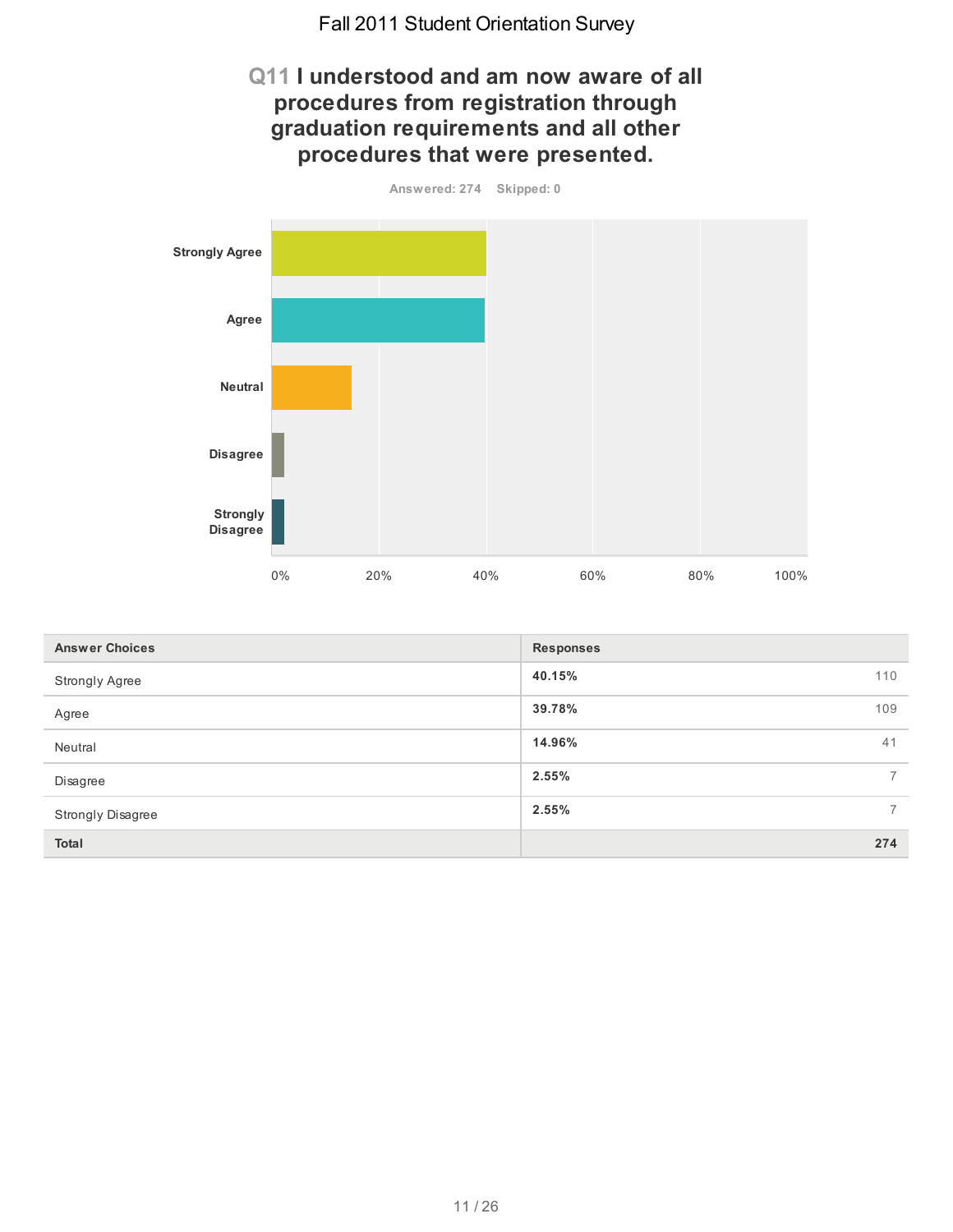## Q11 I understood and am now aware of all procedures from registration through graduation requirements and all other procedures that were presented.

Answered: 274 Skipped: 0

| Answer Choices | Responses | |
|---|---|---|
| Strongly Agree | 40.15% | 110 |
| Agree | 39.78% | 109 |
| Neutral | 14.96% | 41 |
| Disagree | 2.55% | 7 |
| Strongly Disagree | 2.55% | 7 |
| **Total** | | **274** |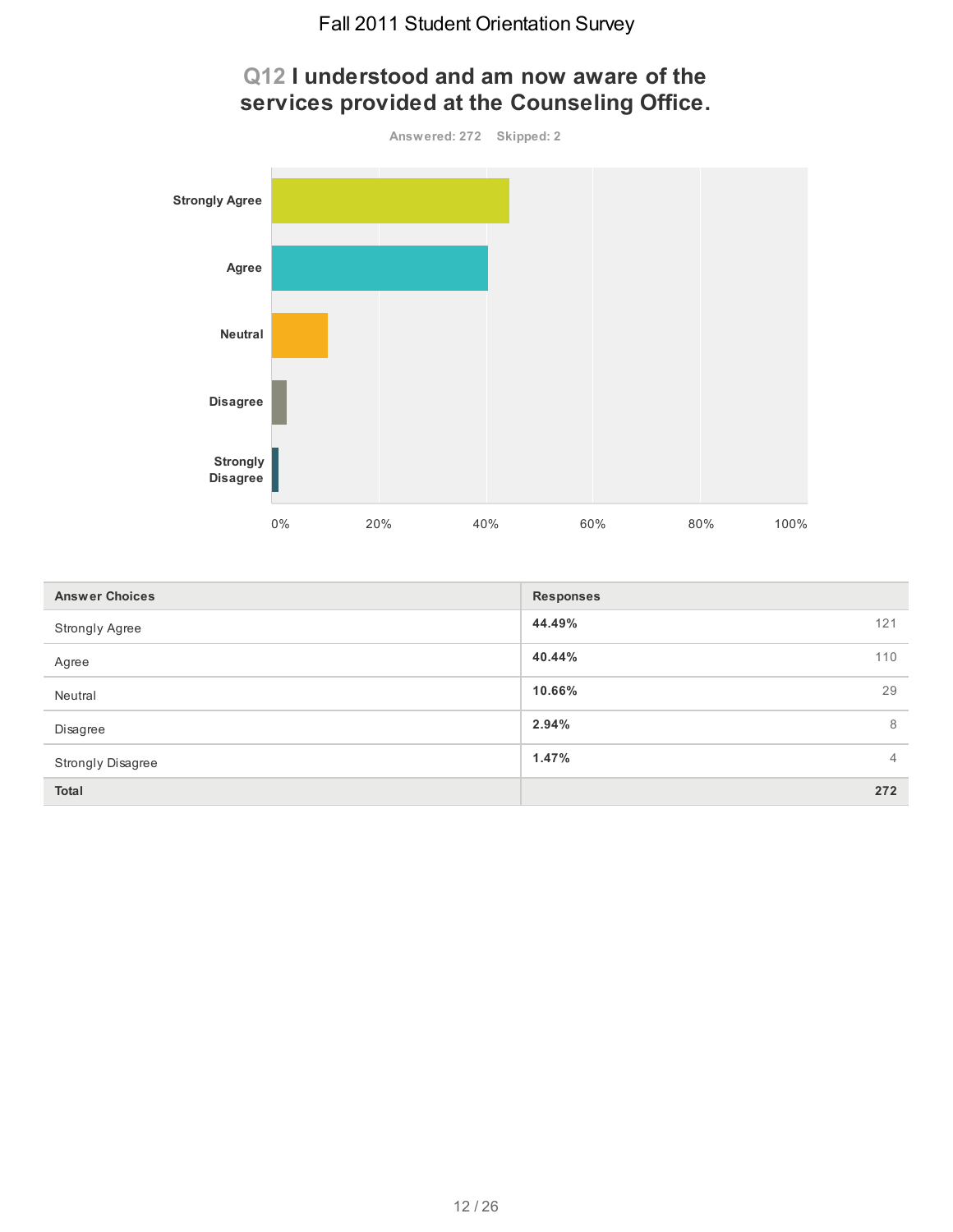# Q12 I understood and am now aware of the services provided at the Counseling Office.

Answered: 272 Skipped: 2

| Answer Choices | Responses | |
|---|---|---|
| Strongly Agree | **44.49%** | 121 |
| Agree | **40.44%** | 110 |
| Neutral | **10.66%** | 29 |
| Disagree | **2.94%** | 8 |
| Strongly Disagree | **1.47%** | 4 |
| **Total** | | **272** |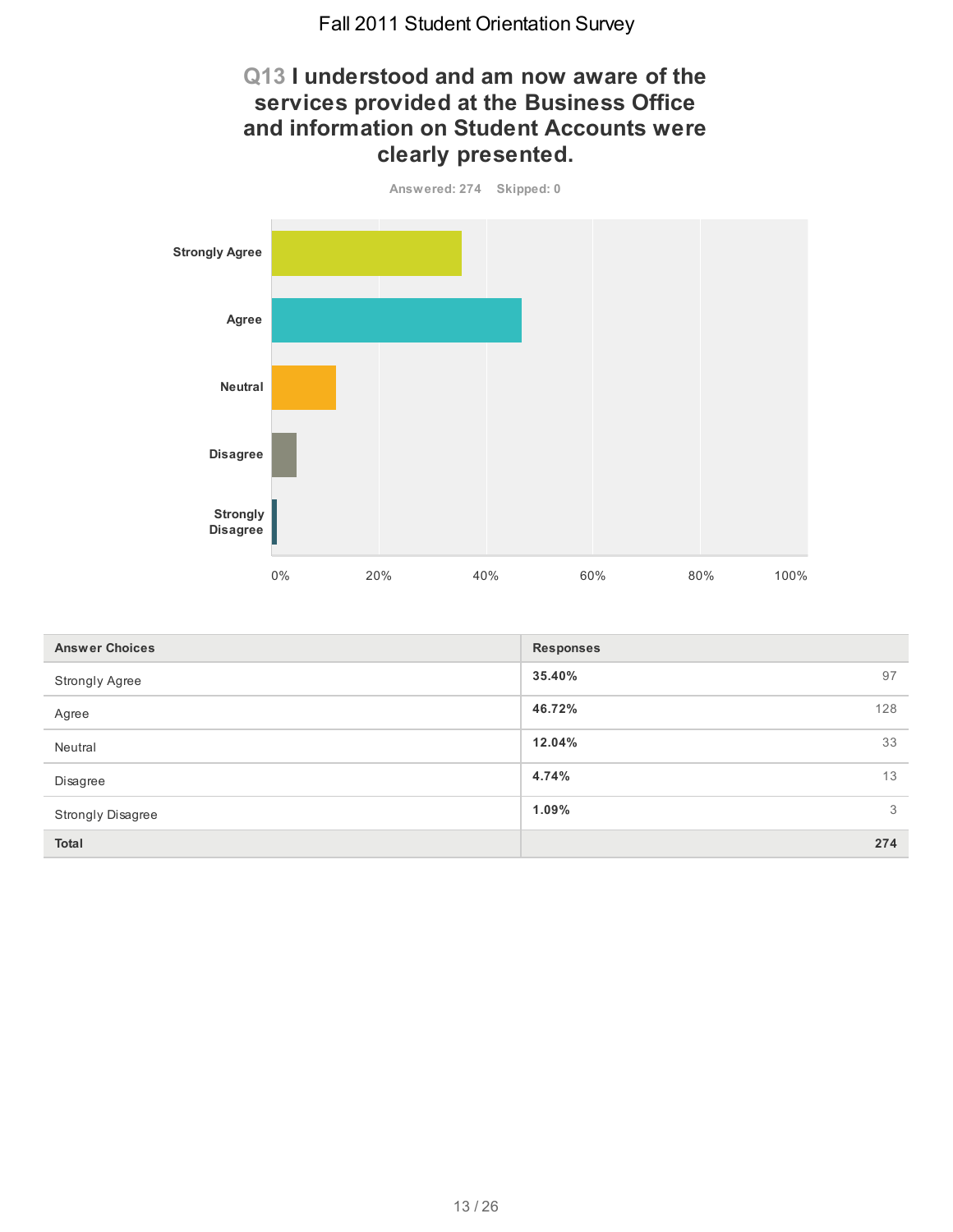# Q13 I understood and am now aware of the services provided at the Business Office and information on Student Accounts were clearly presented.

Answered: 274 Skipped: 0

| Answer Choices | Responses | |
|---|---|---|
| Strongly Agree | **35.40%** | 97 |
| Agree | **46.72%** | 128 |
| Neutral | **12.04%** | 33 |
| Disagree | **4.74%** | 13 |
| Strongly Disagree | **1.09%** | 3 |
| **Total** | | **274** |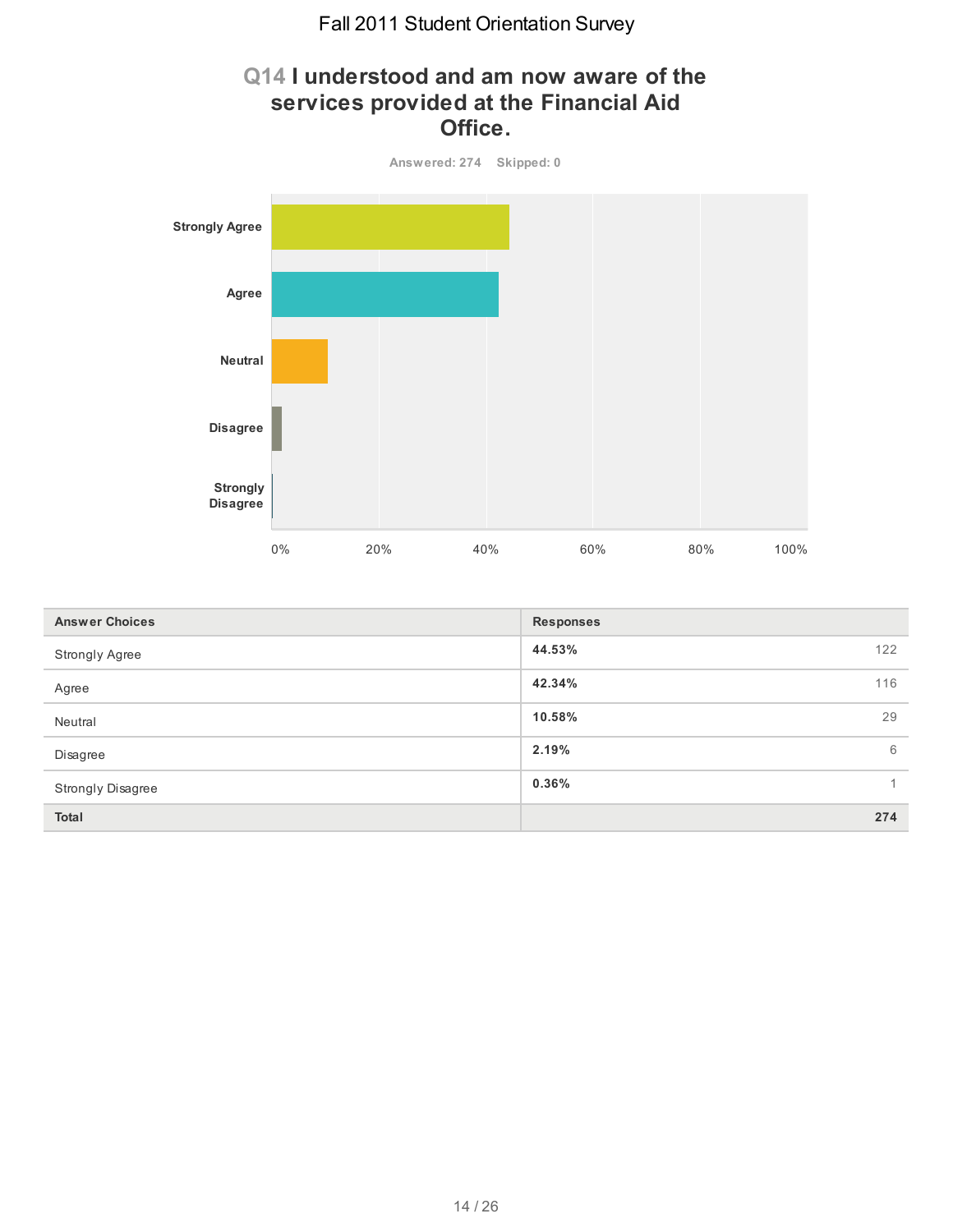# Q14 I understood and am now aware of the services provided at the Financial Aid Office.

Answered: 274 Skipped: 0

| Answer Choices | Responses | |
|---|---|---|
| Strongly Agree | **44.53%** | 122 |
| Agree | **42.34%** | 116 |
| Neutral | **10.58%** | 29 |
| Disagree | **2.19%** | 6 |
| Strongly Disagree | **0.36%** | 1 |
| **Total** | | **274** |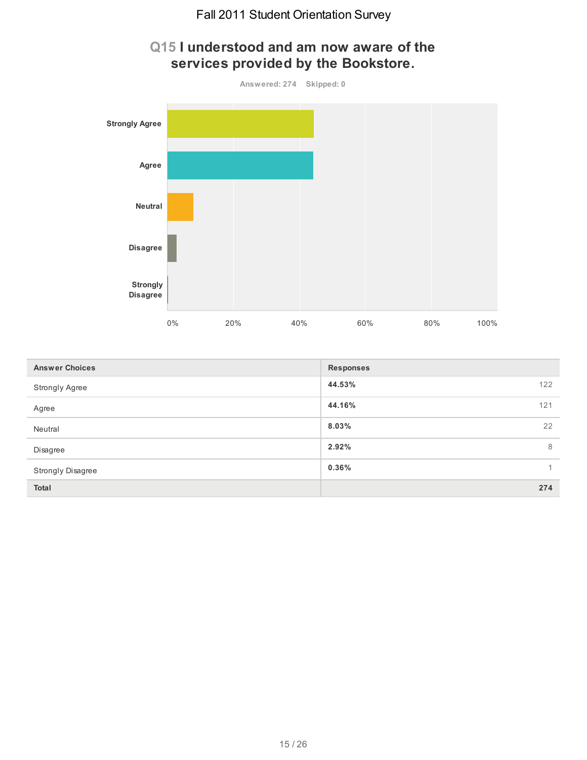# Fall 2011 Student Orientation Survey

## Q15 I understood and am now aware of the services provided by the Bookstore.

Answered: 274 Skipped: 0

| Answer Choices | Responses | |
|---|---|---|
| Strongly Agree | 44.53% | 122 |
| Agree | 44.16% | 121 |
| Neutral | 8.03% | 22 |
| Disagree | 2.92% | 8 |
| Strongly Disagree | 0.36% | 1 |
| **Total** | | **274** |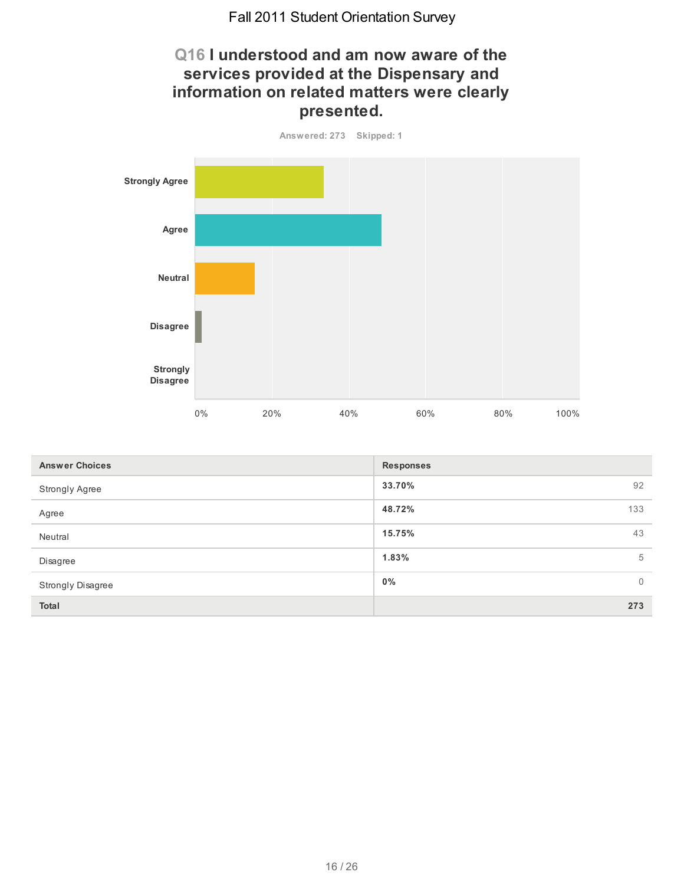# Q16 I understood and am now aware of the services provided at the Dispensary and information on related matters were clearly presented.

Answered: 273    Skipped: 1

| Answer Choices | Responses | |
|---|---|---|
| Strongly Agree | 33.70% | 92 |
| Agree | 48.72% | 133 |
| Neutral | 15.75% | 43 |
| Disagree | 1.83% | 5 |
| Strongly Disagree | 0% | 0 |
| **Total** | | **273** |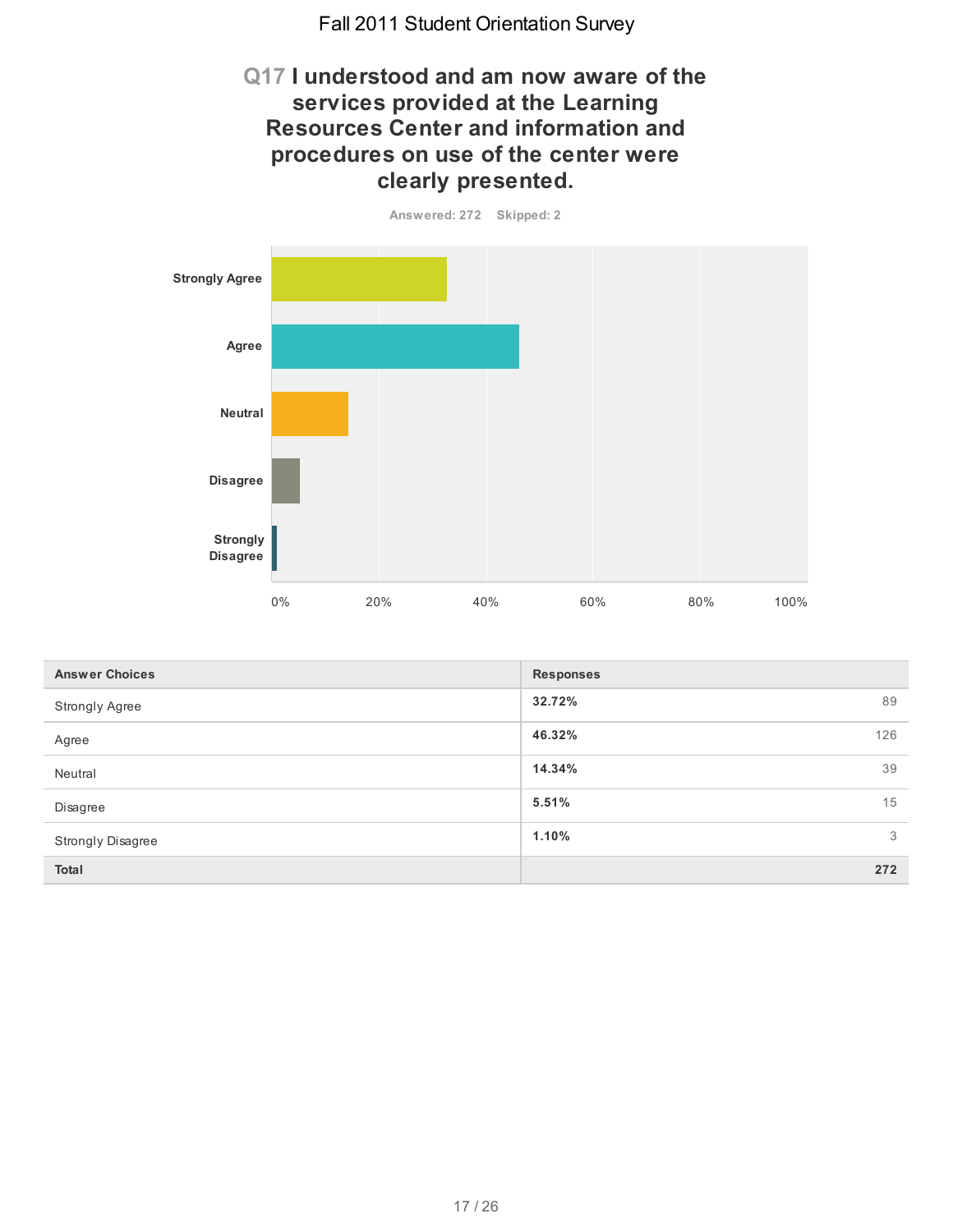Fall 2011 Student Orientation Survey

## Q17 I understood and am now aware of the services provided at the Learning Resources Center and information and procedures on use of the center were clearly presented.

Answered: 272 Skipped: 2

| Answer Choices | Responses | |
|---|---|---|
| Strongly Agree | 32.72% | 89 |
| Agree | 46.32% | 126 |
| Neutral | 14.34% | 39 |
| Disagree | 5.51% | 15 |
| Strongly Disagree | 1.10% | 3 |
| **Total** | | **272** |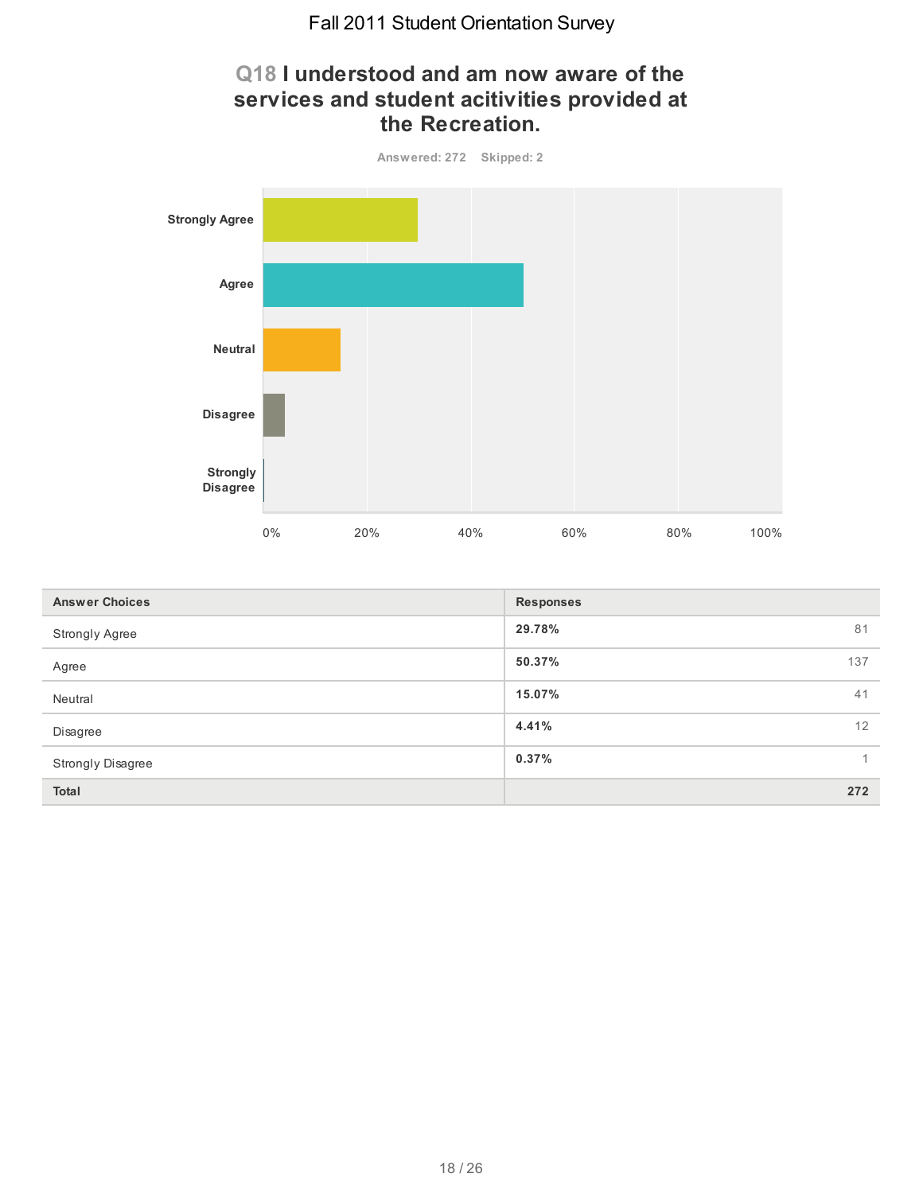# Fall 2011 Student Orientation Survey

## Q18 I understood and am now aware of the services and student acitivities provided at the Recreation.

Answered: 272 Skipped: 2

| Answer Choices | Responses | |
|---|---|---|
| Strongly Agree | **29.78%** | 81 |
| Agree | **50.37%** | 137 |
| Neutral | **15.07%** | 41 |
| Disagree | **4.41%** | 12 |
| Strongly Disagree | **0.37%** | 1 |
| **Total** | | **272** |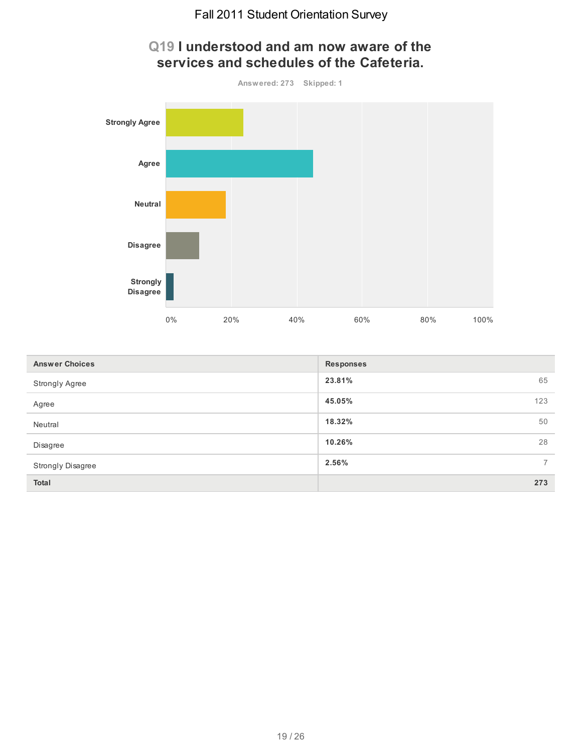# Q19 I understood and am now aware of the services and schedules of the Cafeteria.

Answered: 273 Skipped: 1

| Answer Choices | Responses | |
|---|---|---|
| Strongly Agree | 23.81% | 65 |
| Agree | 45.05% | 123 |
| Neutral | 18.32% | 50 |
| Disagree | 10.26% | 28 |
| Strongly Disagree | 2.56% | 7 |
| **Total** | | **273** |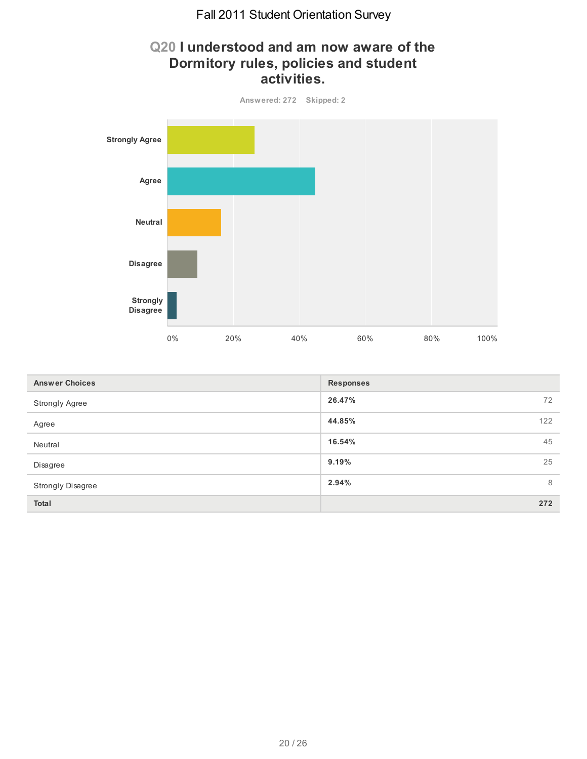Fall 2011 Student Orientation Survey

## Q20 I understood and am now aware of the Dormitory rules, policies and student activities.

Answered: 272 Skipped: 2

| Answer Choices | Responses | |
|---|---|---|
| Strongly Agree | 26.47% | 72 |
| Agree | 44.85% | 122 |
| Neutral | 16.54% | 45 |
| Disagree | 9.19% | 25 |
| Strongly Disagree | 2.94% | 8 |
| **Total** | | **272** |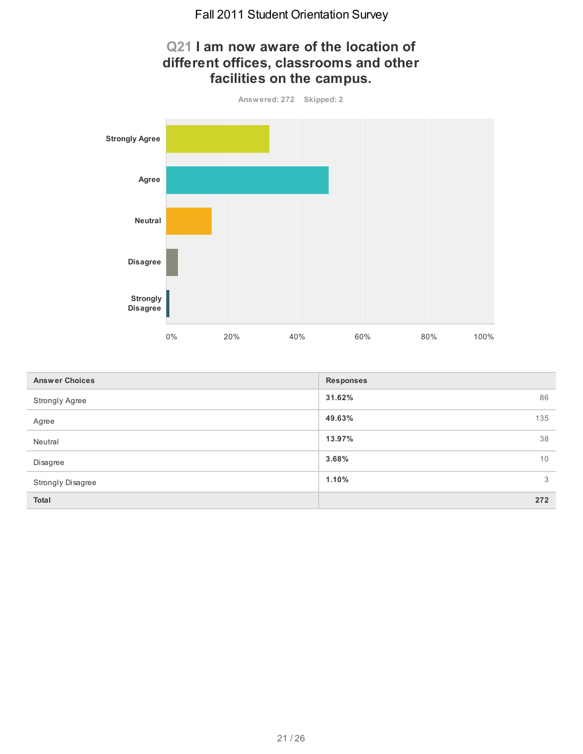# Fall 2011 Student Orientation Survey

## Q21 I am now aware of the location of different offices, classrooms and other facilities on the campus.

Answered: 272 Skipped: 2

| Answer Choices | Responses | |
|---|---|---|
| Strongly Agree | 31.62% | 86 |
| Agree | 49.63% | 135 |
| Neutral | 13.97% | 38 |
| Disagree | 3.68% | 10 |
| Strongly Disagree | 1.10% | 3 |
| **Total** | | **272** |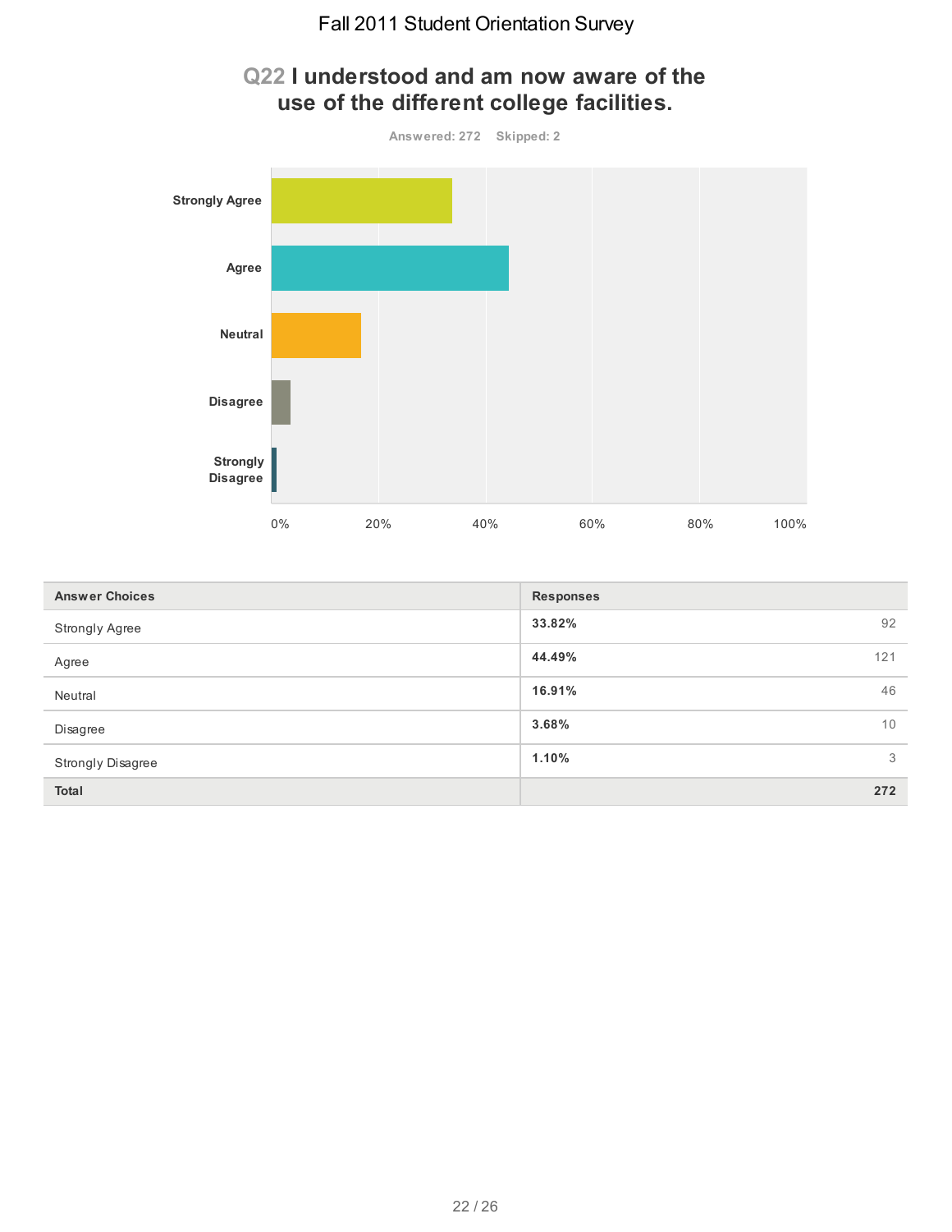# Fall 2011 Student Orientation Survey

## Q22 I understood and am now aware of the use of the different college facilities.

Answered: 272 Skipped: 2

| Answer Choices | Responses | |
|---|---|---|
| Strongly Agree | 33.82% | 92 |
| Agree | 44.49% | 121 |
| Neutral | 16.91% | 46 |
| Disagree | 3.68% | 10 |
| Strongly Disagree | 1.10% | 3 |
| **Total** | | **272** |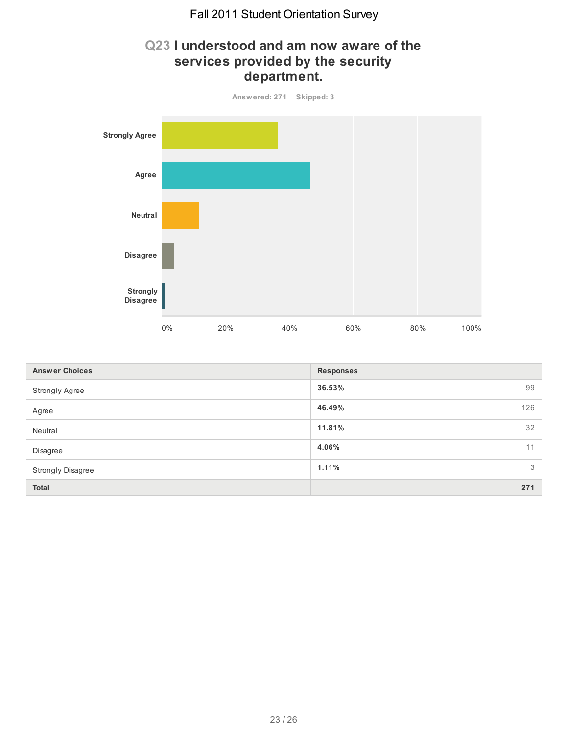Fall 2011 Student Orientation Survey

## Q23 I understood and am now aware of the services provided by the security department.

Answered: 271 Skipped: 3

| Answer Choices | Responses | |
|---|---|---|
| Strongly Agree | **36.53%** | 99 |
| Agree | **46.49%** | 126 |
| Neutral | **11.81%** | 32 |
| Disagree | **4.06%** | 11 |
| Strongly Disagree | **1.11%** | 3 |
| **Total** | | **271** |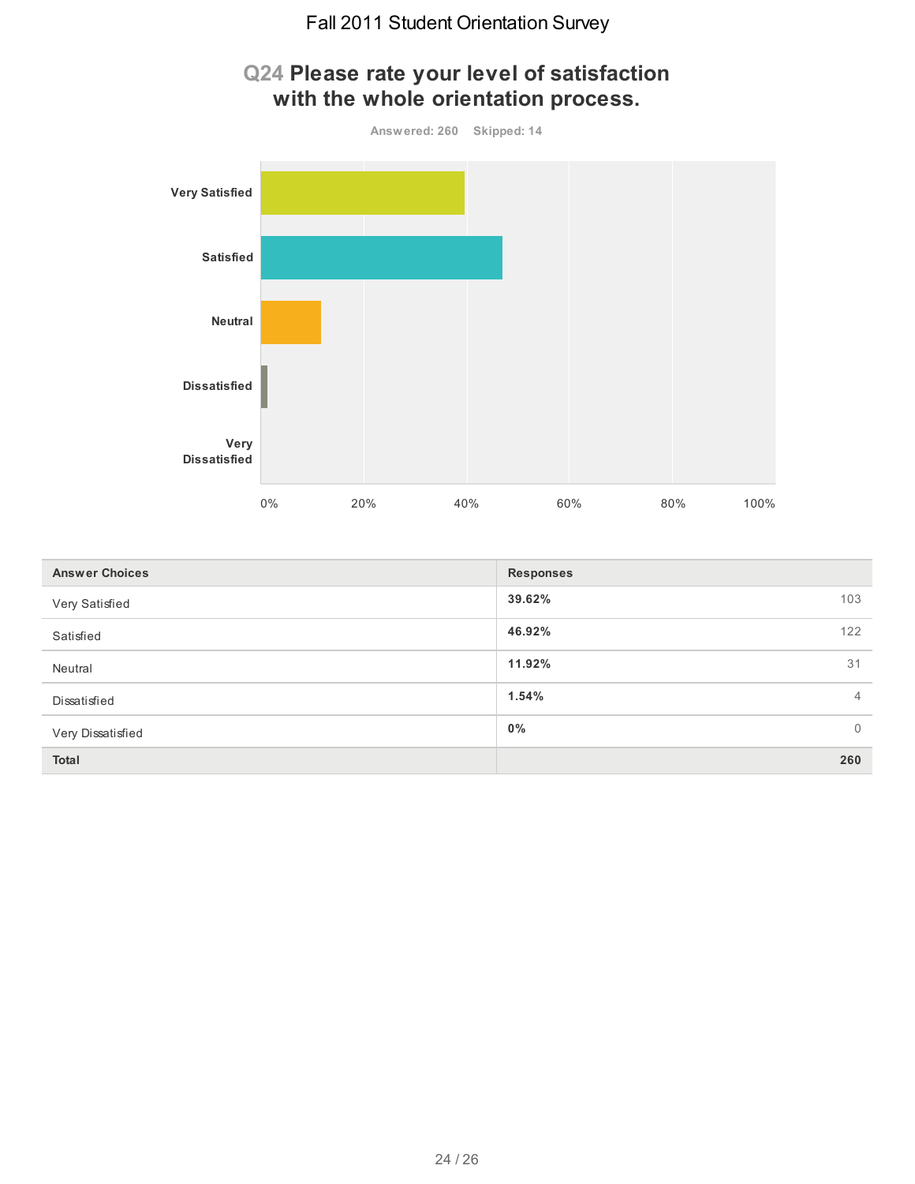# Fall 2011 Student Orientation Survey

## Q24 Please rate your level of satisfaction with the whole orientation process.

Answered: 260 Skipped: 14

| Answer Choices | Responses | |
|---|---|---|
| Very Satisfied | 39.62% | 103 |
| Satisfied | 46.92% | 122 |
| Neutral | 11.92% | 31 |
| Dissatisfied | 1.54% | 4 |
| Very Dissatisfied | 0% | 0 |
| **Total** | | **260** |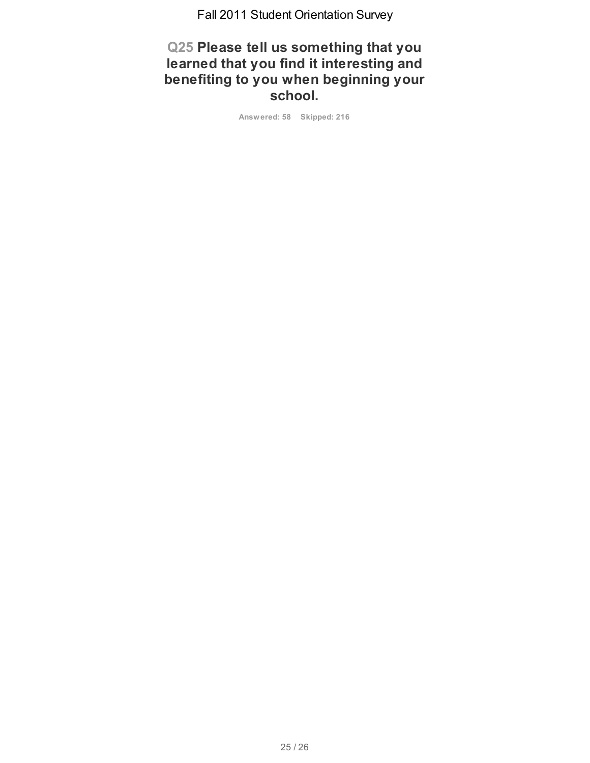## Q25 Please tell us something that you learned that you find it interesting and benefiting to you when beginning your school.

Answered: 58 Skipped: 216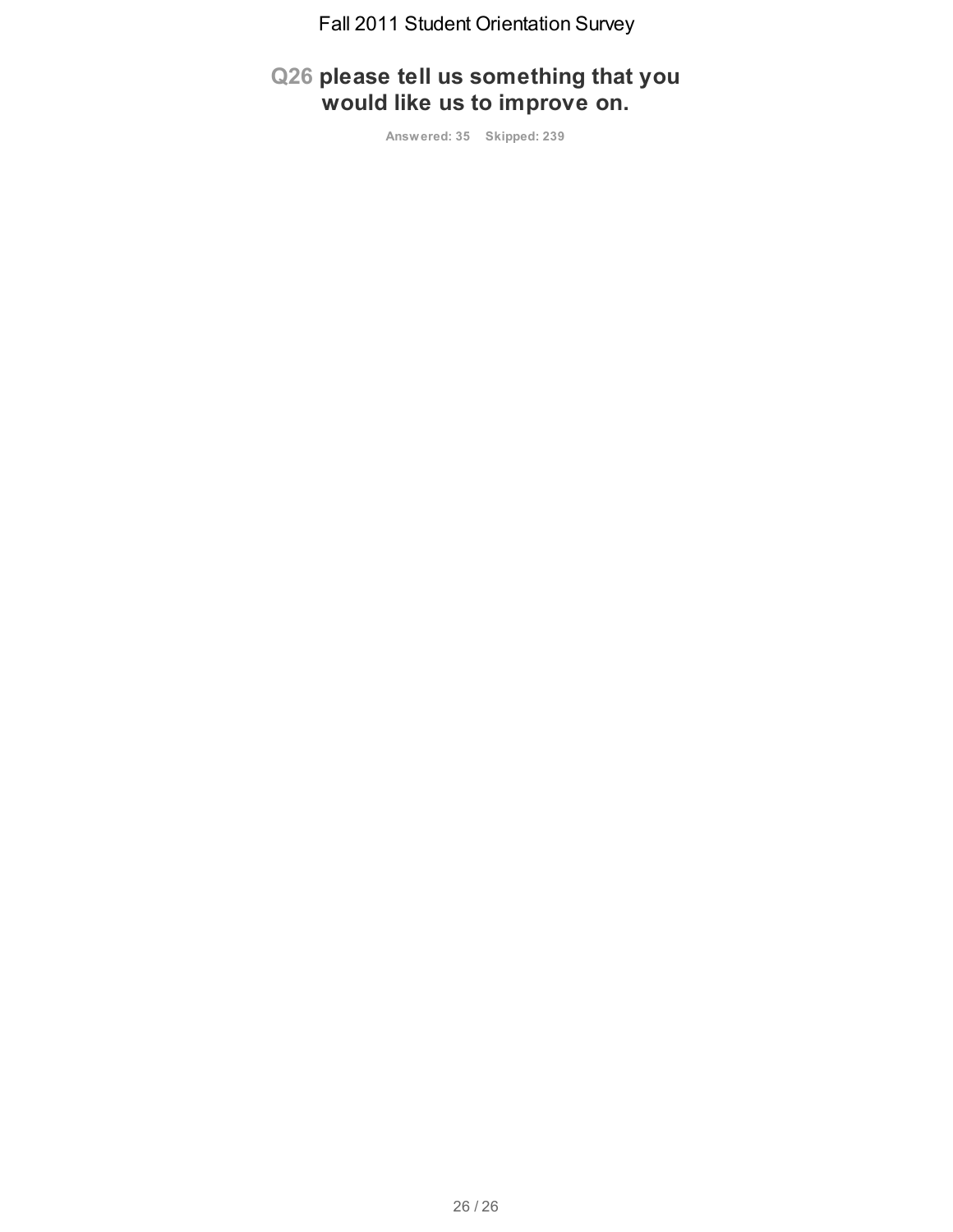## Q26 please tell us something that you would like us to improve on.

Answered: 35 Skipped: 239